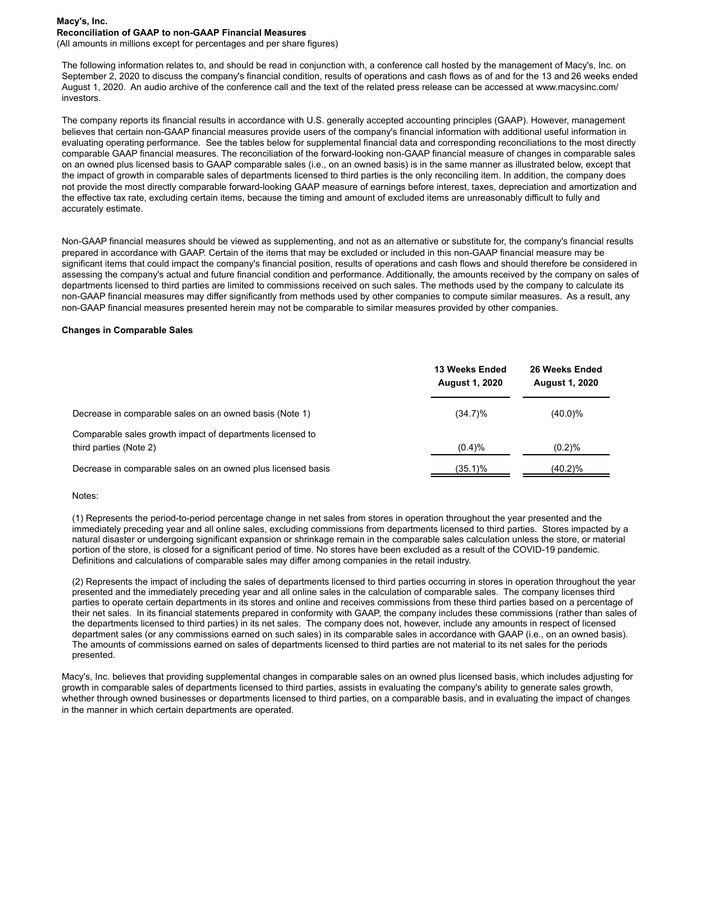**Macy's, Inc.**
**Reconciliation of GAAP to non-GAAP Financial Measures**
(All amounts in millions except for percentages and per share figures)

The following information relates to, and should be read in conjunction with, a conference call hosted by the management of Macy's, Inc. on September 2, 2020 to discuss the company's financial condition, results of operations and cash flows as of and for the 13 and 26 weeks ended August 1, 2020. An audio archive of the conference call and the text of the related press release can be accessed at www.macysinc.com/investors.

The company reports its financial results in accordance with U.S. generally accepted accounting principles (GAAP). However, management believes that certain non-GAAP financial measures provide users of the company's financial information with additional useful information in evaluating operating performance. See the tables below for supplemental financial data and corresponding reconciliations to the most directly comparable GAAP financial measures. The reconciliation of the forward-looking non-GAAP financial measure of changes in comparable sales on an owned plus licensed basis to GAAP comparable sales (i.e., on an owned basis) is in the same manner as illustrated below, except that the impact of growth in comparable sales of departments licensed to third parties is the only reconciling item. In addition, the company does not provide the most directly comparable forward-looking GAAP measure of earnings before interest, taxes, depreciation and amortization and the effective tax rate, excluding certain items, because the timing and amount of excluded items are unreasonably difficult to fully and accurately estimate.

Non-GAAP financial measures should be viewed as supplementing, and not as an alternative or substitute for, the company's financial results prepared in accordance with GAAP. Certain of the items that may be excluded or included in this non-GAAP financial measure may be significant items that could impact the company's financial position, results of operations and cash flows and should therefore be considered in assessing the company's actual and future financial condition and performance. Additionally, the amounts received by the company on sales of departments licensed to third parties are limited to commissions received on such sales. The methods used by the company to calculate its non-GAAP financial measures may differ significantly from methods used by other companies to compute similar measures. As a result, any non-GAAP financial measures presented herein may not be comparable to similar measures provided by other companies.

**Changes in Comparable Sales**

| | 13 Weeks Ended August 1, 2020 | 26 Weeks Ended August 1, 2020 |
|---|---|---|
| Decrease in comparable sales on an owned basis (Note 1) | (34.7)% | (40.0)% |
| Comparable sales growth impact of departments licensed to third parties (Note 2) | (0.4)% | (0.2)% |
| Decrease in comparable sales on an owned plus licensed basis | (35.1)% | (40.2)% |

Notes:

(1) Represents the period-to-period percentage change in net sales from stores in operation throughout the year presented and the immediately preceding year and all online sales, excluding commissions from departments licensed to third parties. Stores impacted by a natural disaster or undergoing significant expansion or shrinkage remain in the comparable sales calculation unless the store, or material portion of the store, is closed for a significant period of time. No stores have been excluded as a result of the COVID-19 pandemic. Definitions and calculations of comparable sales may differ among companies in the retail industry.

(2) Represents the impact of including the sales of departments licensed to third parties occurring in stores in operation throughout the year presented and the immediately preceding year and all online sales in the calculation of comparable sales. The company licenses third parties to operate certain departments in its stores and online and receives commissions from these third parties based on a percentage of their net sales. In its financial statements prepared in conformity with GAAP, the company includes these commissions (rather than sales of the departments licensed to third parties) in its net sales. The company does not, however, include any amounts in respect of licensed department sales (or any commissions earned on such sales) in its comparable sales in accordance with GAAP (i.e., on an owned basis). The amounts of commissions earned on sales of departments licensed to third parties are not material to its net sales for the periods presented.

Macy's, Inc. believes that providing supplemental changes in comparable sales on an owned plus licensed basis, which includes adjusting for growth in comparable sales of departments licensed to third parties, assists in evaluating the company's ability to generate sales growth, whether through owned businesses or departments licensed to third parties, on a comparable basis, and in evaluating the impact of changes in the manner in which certain departments are operated.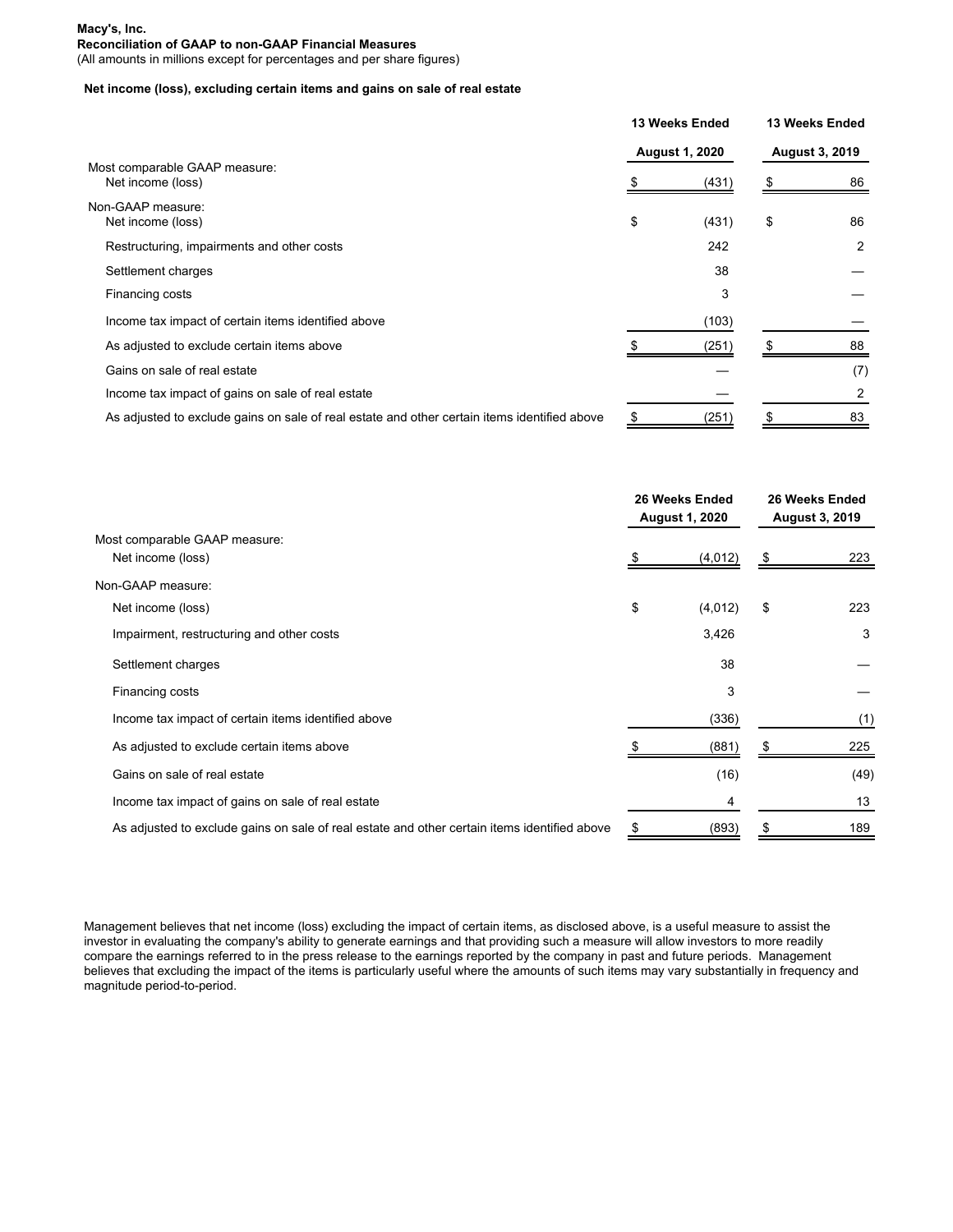**Macy's, Inc.**
**Reconciliation of GAAP to non-GAAP Financial Measures**
(All amounts in millions except for percentages and per share figures)

**Net income (loss), excluding certain items and gains on sale of real estate**

| | 13 Weeks Ended August 1, 2020 | 13 Weeks Ended August 3, 2019 |
|---|---|---|
| Most comparable GAAP measure: | | |
| Net income (loss) | $ (431) | $ 86 |
| Non-GAAP measure: | | |
| Net income (loss) | $ (431) | $ 86 |
| Restructuring, impairments and other costs | 242 | 2 |
| Settlement charges | 38 | — |
| Financing costs | 3 | — |
| Income tax impact of certain items identified above | (103) | — |
| As adjusted to exclude certain items above | $ (251) | $ 88 |
| Gains on sale of real estate | — | (7) |
| Income tax impact of gains on sale of real estate | — | 2 |
| As adjusted to exclude gains on sale of real estate and other certain items identified above | $ (251) | $ 83 |

| | 26 Weeks Ended August 1, 2020 | 26 Weeks Ended August 3, 2019 |
|---|---|---|
| Most comparable GAAP measure: | | |
| Net income (loss) | $ (4,012) | $ 223 |
| Non-GAAP measure: | | |
| Net income (loss) | $ (4,012) | $ 223 |
| Impairment, restructuring and other costs | 3,426 | 3 |
| Settlement charges | 38 | — |
| Financing costs | 3 | — |
| Income tax impact of certain items identified above | (336) | (1) |
| As adjusted to exclude certain items above | $ (881) | $ 225 |
| Gains on sale of real estate | (16) | (49) |
| Income tax impact of gains on sale of real estate | 4 | 13 |
| As adjusted to exclude gains on sale of real estate and other certain items identified above | $ (893) | $ 189 |

Management believes that net income (loss) excluding the impact of certain items, as disclosed above, is a useful measure to assist the investor in evaluating the company's ability to generate earnings and that providing such a measure will allow investors to more readily compare the earnings referred to in the press release to the earnings reported by the company in past and future periods. Management believes that excluding the impact of the items is particularly useful where the amounts of such items may vary substantially in frequency and magnitude period-to-period.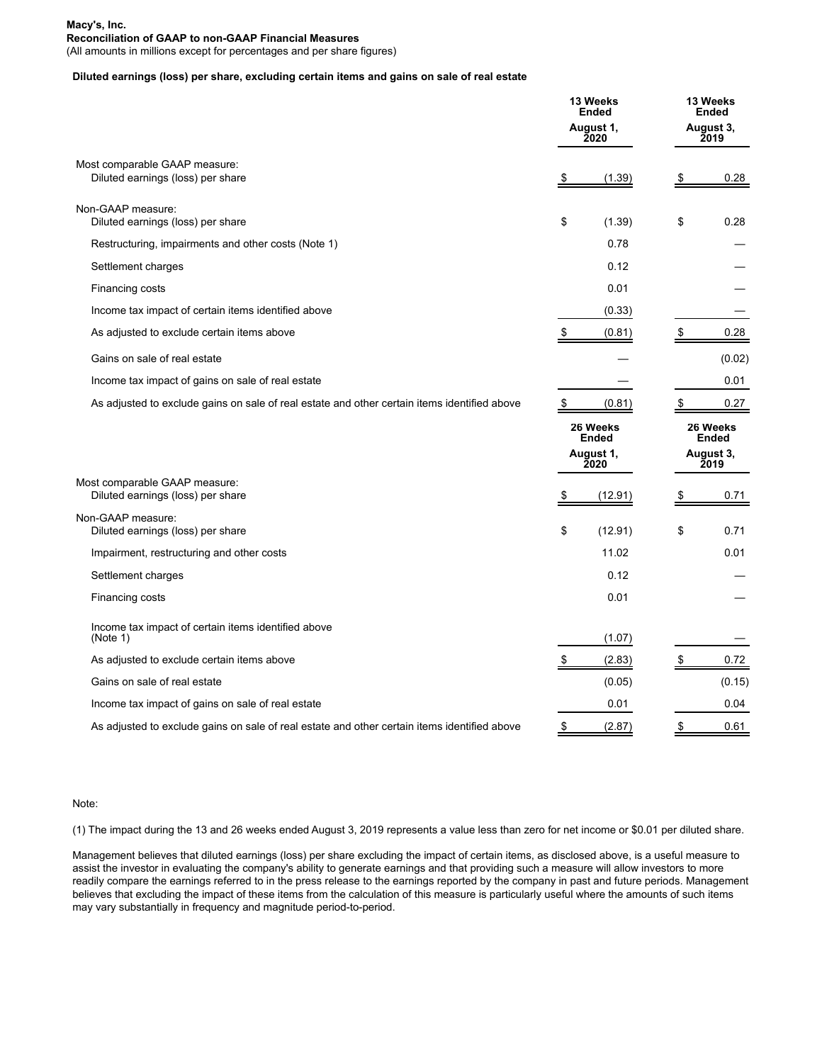**Macy's, Inc.**
**Reconciliation of GAAP to non-GAAP Financial Measures**
(All amounts in millions except for percentages and per share figures)

**Diluted earnings (loss) per share, excluding certain items and gains on sale of real estate**

| | 13 Weeks Ended August 1, 2020 | 13 Weeks Ended August 3, 2019 |
|---|---|---|
| Most comparable GAAP measure: | | |
| Diluted earnings (loss) per share | $ (1.39) | $ 0.28 |
| Non-GAAP measure: | | |
| Diluted earnings (loss) per share | $ (1.39) | $ 0.28 |
| Restructuring, impairments and other costs (Note 1) | 0.78 | — |
| Settlement charges | 0.12 | — |
| Financing costs | 0.01 | — |
| Income tax impact of certain items identified above | (0.33) | — |
| As adjusted to exclude certain items above | $ (0.81) | $ 0.28 |
| Gains on sale of real estate | — | (0.02) |
| Income tax impact of gains on sale of real estate | — | 0.01 |
| As adjusted to exclude gains on sale of real estate and other certain items identified above | $ (0.81) | $ 0.27 |

| | 26 Weeks Ended August 1, 2020 | 26 Weeks Ended August 3, 2019 |
|---|---|---|
| Most comparable GAAP measure: | | |
| Diluted earnings (loss) per share | $ (12.91) | $ 0.71 |
| Non-GAAP measure: | | |
| Diluted earnings (loss) per share | $ (12.91) | $ 0.71 |
| Impairment, restructuring and other costs | 11.02 | 0.01 |
| Settlement charges | 0.12 | — |
| Financing costs | 0.01 | — |
| Income tax impact of certain items identified above (Note 1) | (1.07) | — |
| As adjusted to exclude certain items above | $ (2.83) | $ 0.72 |
| Gains on sale of real estate | (0.05) | (0.15) |
| Income tax impact of gains on sale of real estate | 0.01 | 0.04 |
| As adjusted to exclude gains on sale of real estate and other certain items identified above | $ (2.87) | $ 0.61 |

Note:

(1) The impact during the 13 and 26 weeks ended August 3, 2019 represents a value less than zero for net income or $0.01 per diluted share.

Management believes that diluted earnings (loss) per share excluding the impact of certain items, as disclosed above, is a useful measure to assist the investor in evaluating the company's ability to generate earnings and that providing such a measure will allow investors to more readily compare the earnings referred to in the press release to the earnings reported by the company in past and future periods. Management believes that excluding the impact of these items from the calculation of this measure is particularly useful where the amounts of such items may vary substantially in frequency and magnitude period-to-period.